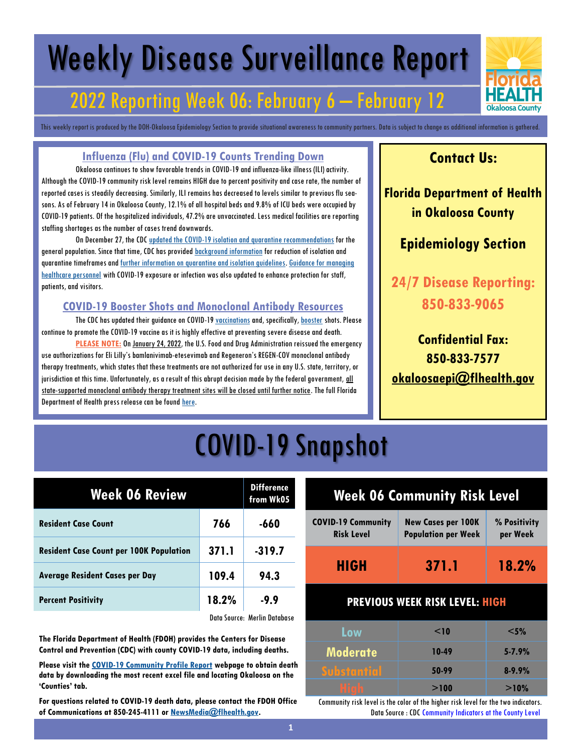# Weekly Disease Surveillance Report

## 2022 Reporting Week 06: February 6 — February 12

Florida HEALTH Okaloosa County

This weekly report is produced by the DOH-Okaloosa Epidemiology Section to provide situational awareness to community partners. Data is subject to change as additional information is gathered.

### Influenza (Flu) and COVID-19 Counts Trending Down

Okaloosa continues to show favorable trends in COVID-19 and influenza-like illness (ILI) activity. Although the COVID-19 community risk level remains HIGH due to percent positivity and case rate, the number of reported cases is steadily decreasing. Similarly, ILI remains has decreased to levels similar to previous flu seasons. As of February 14 in Okaloosa County, 12.1% of all hospital beds and 9.8% of ICU beds were occupied by COVID-19 patients. Of the hospitalized individuals, 47.2% are unvaccinated. Less medical facilities are reporting staffing shortages as the number of cases trend downwards.

On December 27, the CDC updated the COVID-19 isolation and quarantine recommendations for the general population. Since that time, CDC has provided background information for reduction of isolation and quarantine timeframes and further information on quarantine and isolation guidelines. Guidance for managing healthcare personnel with COVID-19 exposure or infection was also updated to enhance protection for staff, patients, and visitors.

### COVID-19 Booster Shots and Monoclonal Antibody Resources

The CDC has updated their guidance on COVID-19 vaccinations and, specifically, booster shots. Please continue to promote the COVID-19 vaccine as it is highly effective at preventing severe disease and death.

**PLEASE NOTE:** On January 24, 2022, the U.S. Food and Drug Administration reissued the emergency use authorizations for Eli Lilly's bamlanivimab-etesevimab and Regeneron's REGEN-COV monoclonal antibody therapy treatments, which states that these treatments are not authorized for use in any U.S. state, territory, or jurisdiction at this time. Unfortunately, as a result of this abrupt decision made by the federal government, all state-supported monoclonal antibody therapy treatment sites will be closed until further notice. The full Florida Department of Health press release can be found here.

### Contact Us:

**Florida Department of Health in Okaloosa County**

**Epidemiology Section**

**24/7 Disease Reporting: 850-833-9065**

**Confidential Fax: 850-833-7577**

**okaloosaepi@flhealth.gov**

# COVID-19 Snapshot

| Week 06 Review | | Difference from Wk05 |
|---|---|---|
| Resident Case Count | 766 | -660 |
| Resident Case Count per 100K Population | 371.1 | -319.7 |
| Average Resident Cases per Day | 109.4 | 94.3 |
| Percent Positivity | 18.2% | -9.9 |

Data Source: Merlin Database

**The Florida Department of Health (FDOH) provides the Centers for Disease Control and Prevention (CDC) with county COVID-19 data, including deaths.**

**Please visit the COVID-19 Community Profile Report webpage to obtain death data by downloading the most recent excel file and locating Okaloosa on the 'Counties' tab.**

**For questions related to COVID-19 death data, please contact the FDOH Office of Communications at 850-245-4111 or NewsMedia@flhealth.gov.**

| Week 06 Community Risk Level | | |
|---|---|---|
| COVID-19 Community Risk Level | New Cases per 100K Population per Week | % Positivity per Week |
| HIGH | 371.1 | 18.2% |

**PREVIOUS WEEK RISK LEVEL: HIGH**

| Level | New Cases per 100K | % Positivity |
|---|---|---|
| Low | <10 | <5% |
| Moderate | 10-49 | 5-7.9% |
| Substantial | 50-99 | 8-9.9% |
| High | >100 | >10% |

Community risk level is the color of the higher risk level for the two indicators.

Data Source : CDC Community Indicators at the County Level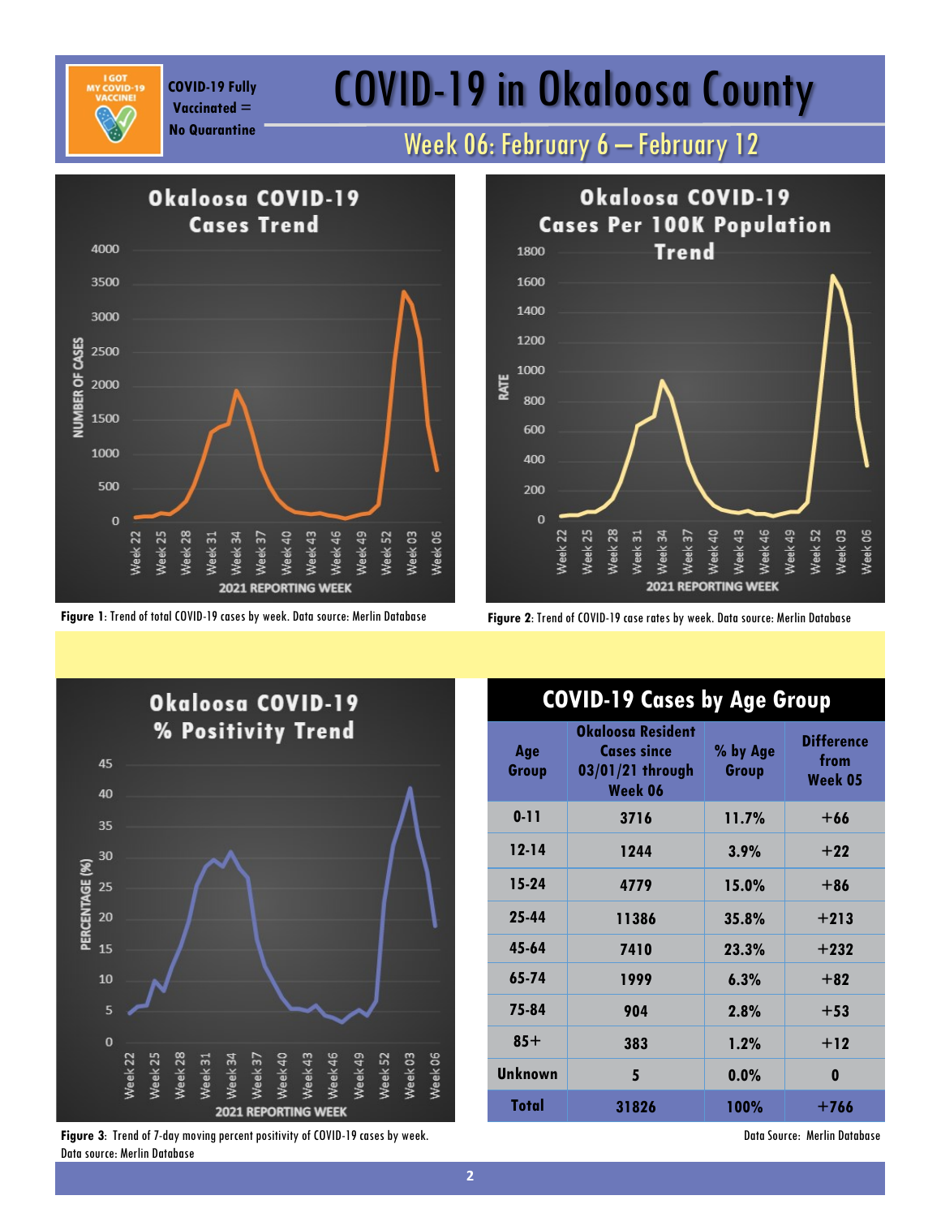COVID-19 Fully Vaccinated = No Quarantine

# COVID-19 in Okaloosa County

## Week 06: February 6 — February 12

**Figure 1**: Trend of total COVID-19 cases by week. Data source: Merlin Database

**Figure 2**: Trend of COVID-19 case rates by week. Data source: Merlin Database

**Figure 3**: Trend of 7-day moving percent positivity of COVID-19 cases by week. Data source: Merlin Database

### COVID-19 Cases by Age Group

| Age Group | Okaloosa Resident Cases since 03/01/21 through Week 06 | % by Age Group | Difference from Week 05 |
|---|---|---|---|
| 0-11 | 3716 | 11.7% | +66 |
| 12-14 | 1244 | 3.9% | +22 |
| 15-24 | 4779 | 15.0% | +86 |
| 25-44 | 11386 | 35.8% | +213 |
| 45-64 | 7410 | 23.3% | +232 |
| 65-74 | 1999 | 6.3% | +82 |
| 75-84 | 904 | 2.8% | +53 |
| 85+ | 383 | 1.2% | +12 |
| Unknown | 5 | 0.0% | 0 |
| Total | 31826 | 100% | +766 |

Data Source: Merlin Database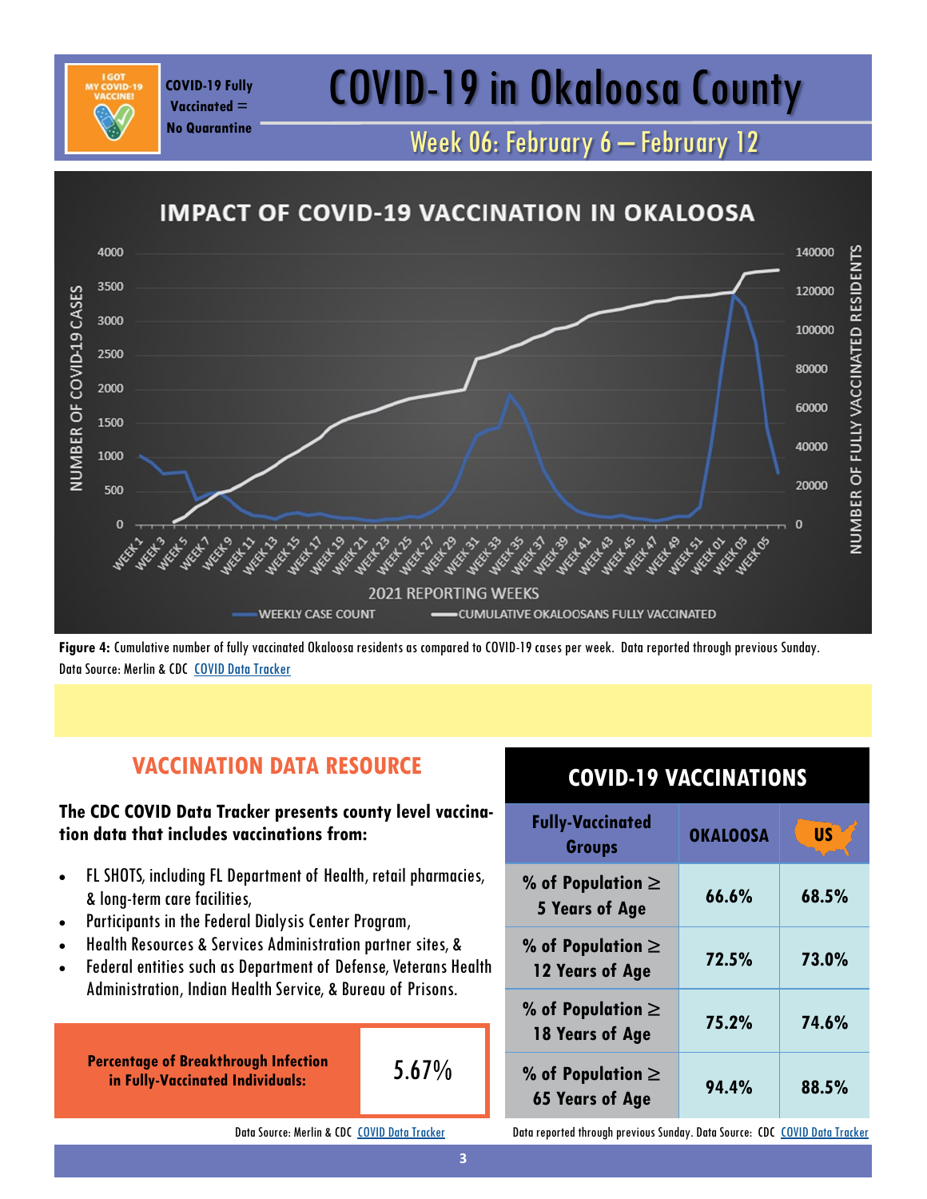COVID-19 Fully Vaccinated = No Quarantine

# COVID-19 in Okaloosa County

## Week 06: February 6 — February 12

**Figure 4:** Cumulative number of fully vaccinated Okaloosa residents as compared to COVID-19 cases per week. Data reported through previous Sunday. Data Source: Merlin & CDC COVID Data Tracker

## VACCINATION DATA RESOURCE

**The CDC COVID Data Tracker presents county level vaccination data that includes vaccinations from:**

- FL SHOTS, including FL Department of Health, retail pharmacies, & long-term care facilities,
- Participants in the Federal Dialysis Center Program,
- Health Resources & Services Administration partner sites, &
- Federal entities such as Department of Defense, Veterans Health Administration, Indian Health Service, & Bureau of Prisons.

| **Percentage of Breakthrough Infection in Fully-Vaccinated Individuals:** | 5.67% |
|---|---|

Data Source: Merlin & CDC COVID Data Tracker

## COVID-19 VACCINATIONS

| Fully-Vaccinated Groups | OKALOOSA | US |
|---|---|---|
| % of Population ≥ 5 Years of Age | 66.6% | 68.5% |
| % of Population ≥ 12 Years of Age | 72.5% | 73.0% |
| % of Population ≥ 18 Years of Age | 75.2% | 74.6% |
| % of Population ≥ 65 Years of Age | 94.4% | 88.5% |

Data reported through previous Sunday. Data Source: CDC COVID Data Tracker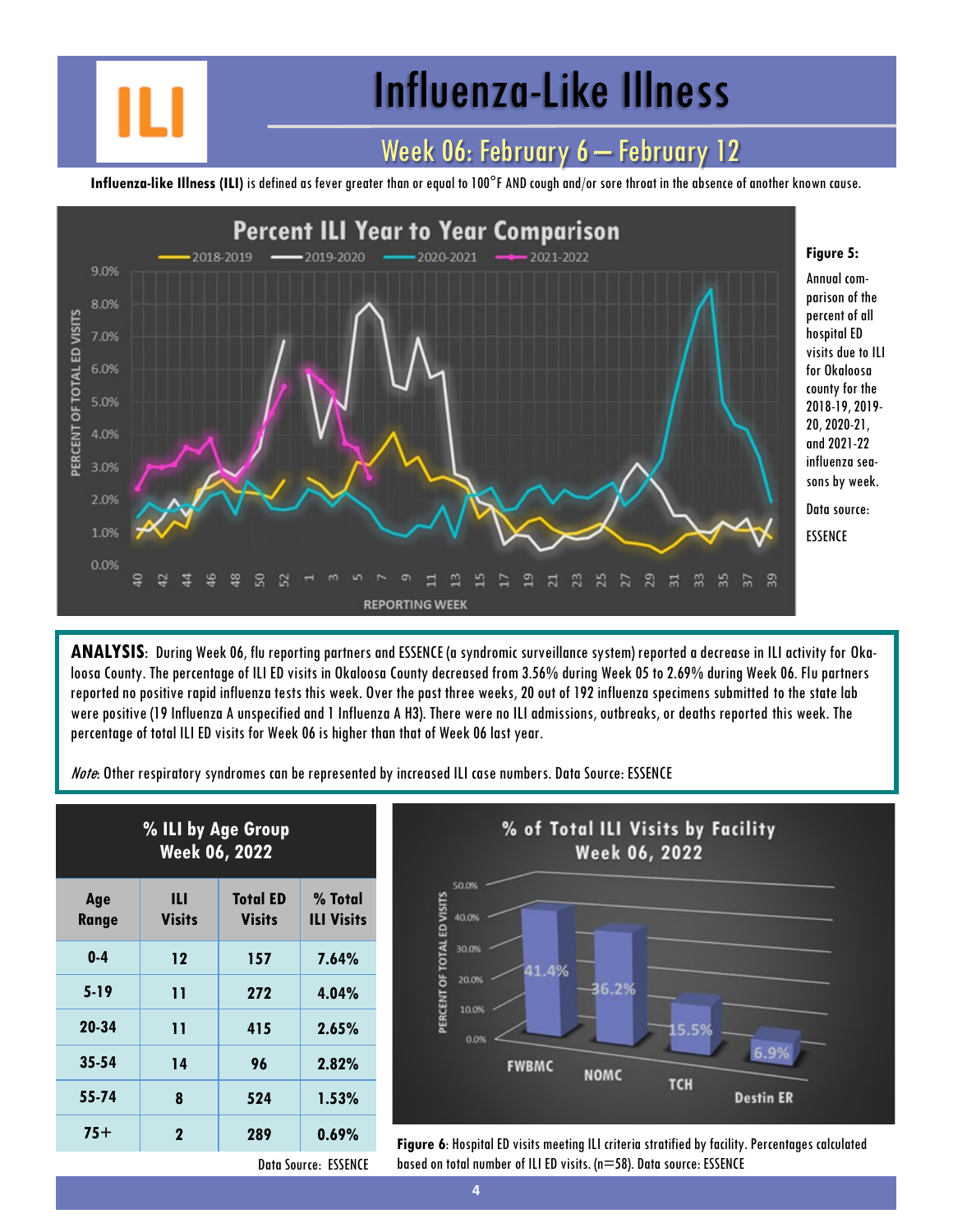# Influenza-Like Illness

## Week 06: February 6 – February 12

**Influenza-like Illness (ILI)** is defined as fever greater than or equal to 100°F AND cough and/or sore throat in the absence of another known cause.

**Figure 5:** Annual comparison of the percent of all hospital ED visits due to ILI for Okaloosa county for the 2018-19, 2019-20, 2020-21, and 2021-22 influenza seasons by week.

Data source: ESSENCE

**ANALYSIS**: During Week 06, flu reporting partners and ESSENCE (a syndromic surveillance system) reported a decrease in ILI activity for Okaloosa County. The percentage of ILI ED visits in Okaloosa County decreased from 3.56% during Week 05 to 2.69% during Week 06. Flu partners reported no positive rapid influenza tests this week. Over the past three weeks, 20 out of 192 influenza specimens submitted to the state lab were positive (19 Influenza A unspecified and 1 Influenza A H3). There were no ILI admissions, outbreaks, or deaths reported this week. The percentage of total ILI ED visits for Week 06 is higher than that of Week 06 last year.

*Note*: Other respiratory syndromes can be represented by increased ILI case numbers. Data Source: ESSENCE

**% ILI by Age Group Week 06, 2022**

| Age Range | ILI Visits | Total ED Visits | % Total ILI Visits |
|---|---|---|---|
| 0-4 | 12 | 157 | 7.64% |
| 5-19 | 11 | 272 | 4.04% |
| 20-34 | 11 | 415 | 2.65% |
| 35-54 | 14 | 96 | 2.82% |
| 55-74 | 8 | 524 | 1.53% |
| 75+ | 2 | 289 | 0.69% |

Data Source: ESSENCE

**Figure 6**: Hospital ED visits meeting ILI criteria stratified by facility. Percentages calculated based on total number of ILI ED visits. (n=58). Data source: ESSENCE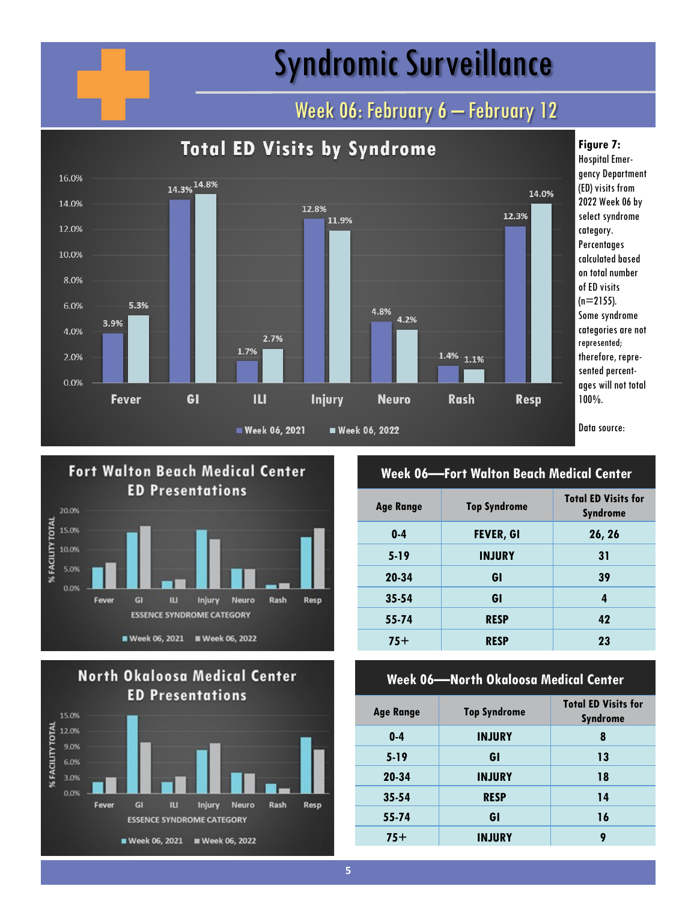# Syndromic Surveillance

## Week 06: February 6 – February 12

### Total ED Visits by Syndrome

| Syndrome | Week 06, 2021 | Week 06, 2022 |
|---|---|---|
| Fever | 3.9% | 5.3% |
| GI | 14.3% | 14.8% |
| ILI | 1.7% | 2.7% |
| Injury | 12.8% | 11.9% |
| Neuro | 4.8% | 4.2% |
| Rash | 1.4% | 1.1% |
| Resp | 12.3% | 14.0% |

**Figure 7:** Hospital Emergency Department (ED) visits from 2022 Week 06 by select syndrome category. Percentages calculated based on total number of ED visits (n=2155). Some syndrome categories are not represented; therefore, represented percentages will not total 100%.

Data source:

### Fort Walton Beach Medical Center ED Presentations

% FACILITY TOTAL by ESSENCE SYNDROME CATEGORY (Fever, GI, ILI, Injury, Neuro, Rash, Resp); Week 06, 2021 and Week 06, 2022

### Week 06—Fort Walton Beach Medical Center

| Age Range | Top Syndrome | Total ED Visits for Syndrome |
|---|---|---|
| 0-4 | FEVER, GI | 26, 26 |
| 5-19 | INJURY | 31 |
| 20-34 | GI | 39 |
| 35-54 | GI | 4 |
| 55-74 | RESP | 42 |
| 75+ | RESP | 23 |

### North Okaloosa Medical Center ED Presentations

% FACILITY TOTAL by ESSENCE SYNDROME CATEGORY (Fever, GI, ILI, Injury, Neuro, Rash, Resp); Week 06, 2021 and Week 06, 2022

### Week 06—North Okaloosa Medical Center

| Age Range | Top Syndrome | Total ED Visits for Syndrome |
|---|---|---|
| 0-4 | INJURY | 8 |
| 5-19 | GI | 13 |
| 20-34 | INJURY | 18 |
| 35-54 | RESP | 14 |
| 55-74 | GI | 16 |
| 75+ | INJURY | 9 |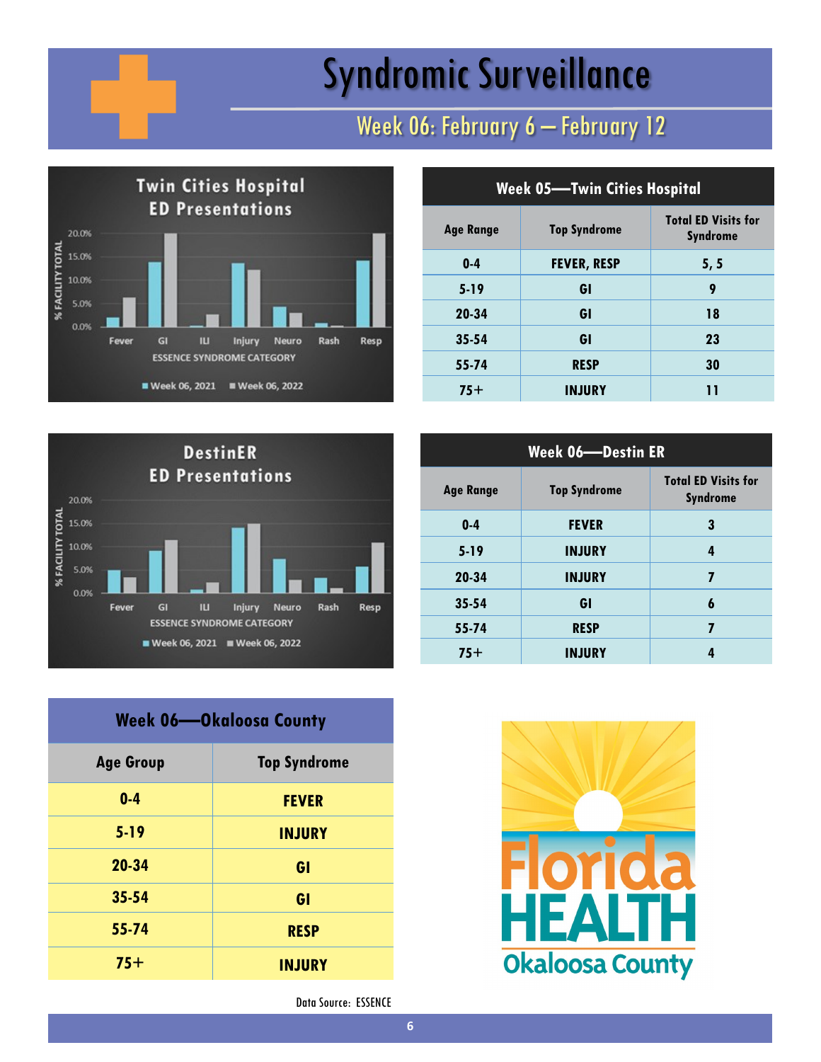# Syndromic Surveillance

## Week 06: February 6 – February 12

Twin Cities Hospital
ED Presentations

20.0%
15.0%
10.0%
5.0%
0.0%

% FACILITY TOTAL

Fever GI ILI Injury Neuro Rash Resp

ESSENCE SYNDROME CATEGORY

Week 06, 2021 Week 06, 2022

| Week 05—Twin Cities Hospital | | |
|---|---|---|
| **Age Range** | **Top Syndrome** | **Total ED Visits for Syndrome** |
| 0-4 | FEVER, RESP | 5, 5 |
| 5-19 | GI | 9 |
| 20-34 | GI | 18 |
| 35-54 | GI | 23 |
| 55-74 | RESP | 30 |
| 75+ | INJURY | 11 |

DestinER
ED Presentations

20.0%
15.0%
10.0%
5.0%
0.0%

% FACILITY TOTAL

Fever GI ILI Injury Neuro Rash Resp

ESSENCE SYNDROME CATEGORY

Week 06, 2021 Week 06, 2022

| Week 06—Destin ER | | |
|---|---|---|
| **Age Range** | **Top Syndrome** | **Total ED Visits for Syndrome** |
| 0-4 | FEVER | 3 |
| 5-19 | INJURY | 4 |
| 20-34 | INJURY | 7 |
| 35-54 | GI | 6 |
| 55-74 | RESP | 7 |
| 75+ | INJURY | 4 |

| Week 06—Okaloosa County | |
|---|---|
| **Age Group** | **Top Syndrome** |
| 0-4 | FEVER |
| 5-19 | INJURY |
| 20-34 | GI |
| 35-54 | GI |
| 55-74 | RESP |
| 75+ | INJURY |

Florida HEALTH Okaloosa County

Data Source: ESSENCE